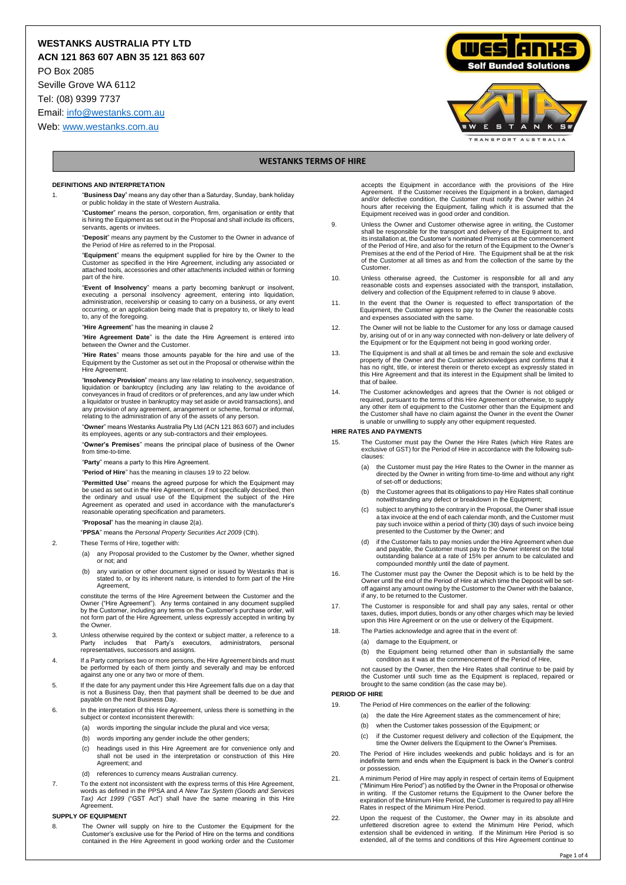**WESTANKS AUSTRALIA PTY LTD**
**ACN 121 863 607 ABN 35 121 863 607**

PO Box 2085
Seville Grove WA 6112
Tel: (08) 9399 7737
Email: info@westanks.com.au
Web: www.westanks.com.au

# WESTANKS TERMS OF HIRE

## DEFINITIONS AND INTERPRETATION

1. "**Business Day**" means any day other than a Saturday, Sunday, bank holiday or public holiday in the state of Western Australia.

   "**Customer**" means the person, corporation, firm, organisation or entity that is hiring the Equipment as set out in the Proposal and shall include its officers, servants, agents or invitees.

   "**Deposit**" means any payment by the Customer to the Owner in advance of the Period of Hire as referred to in the Proposal.

   "**Equipment**" means the equipment supplied for hire by the Owner to the Customer as specified in the Hire Agreement, including any associated or attached tools, accessories and other attachments included within or forming part of the hire.

   "**Event of Insolvency**" means a party becoming bankrupt or insolvent, executing a personal insolvency agreement, entering into liquidation, administration, receivership or ceasing to carry on a business, or any event occurring, or an application being made that is prepatory to, or likely to lead to, any of the foregoing.

   "**Hire Agreement**" has the meaning in clause 2

   "**Hire Agreement Date**" is the date the Hire Agreement is entered into between the Owner and the Customer.

   "**Hire Rates**" means those amounts payable for the hire and use of the Equipment by the Customer as set out in the Proposal or otherwise within the Hire Agreement.

   "**Insolvency Provision**" means any law relating to insolvency, sequestration, liquidation or bankruptcy (including any law relating to the avoidance of conveyances in fraud of creditors or of preferences, and any law under which a liquidator or trustee in bankruptcy may set aside or avoid transactions), and any provision of any agreement, arrangement or scheme, formal or informal, relating to the administration of any of the assets of any person.

   "**Owner**" means Westanks Australia Pty Ltd (ACN 121 863 607) and includes its employees, agents or any sub-contractors and their employees.

   "**Owner's Premises**" means the principal place of business of the Owner from time-to-time.

   "**Party**" means a party to this Hire Agreement.

   "**Period of Hire**" has the meaning in clauses 19 to 22 below.

   "**Permitted Use**" means the agreed purpose for which the Equipment may be used as set out in the Hire Agreement, or if not specifically described, then the ordinary and usual use of the Equipment the subject of the Hire Agreement as operated and used in accordance with the manufacturer's reasonable operating specification and parameters.

   "**Proposal**" has the meaning in clause 2(a).

   "**PPSA**" means the *Personal Property Securities Act 2009* (Cth).

2. These Terms of Hire, together with:

   (a) any Proposal provided to the Customer by the Owner, whether signed or not; and

   (b) any variation or other document signed or issued by Westanks that is stated to, or by its inherent nature, is intended to form part of the Hire Agreement,

   constitute the terms of the Hire Agreement between the Customer and the Owner ("Hire Agreement"). Any terms contained in any document supplied by the Customer, including any terms on the Customer's purchase order, will not form part of the Hire Agreement, unless expressly accepted in writing by the Owner.

3. Unless otherwise required by the context or subject matter, a reference to a Party includes that Party's executors, administrators, personal representatives, successors and assigns.

4. If a Party comprises two or more persons, the Hire Agreement binds and must be performed by each of them jointly and severally and may be enforced against any one or any two or more of them.

5. If the date for any payment under this Hire Agreement falls due on a day that is not a Business Day, then that payment shall be deemed to be due and payable on the next Business Day.

6. In the interpretation of this Hire Agreement, unless there is something in the subject or context inconsistent therewith:

   (a) words importing the singular include the plural and vice versa;

   (b) words importing any gender include the other genders;

   (c) headings used in this Hire Agreement are for convenience only and shall not be used in the interpretation or construction of this Hire Agreement; and

   (d) references to currency means Australian currency.

7. To the extent not inconsistent with the express terms of this Hire Agreement, words as defined in the PPSA and *A New Tax System (Goods and Services Tax) Act 1999* ("GST Act") shall have the same meaning in this Hire Agreement.

## SUPPLY OF EQUIPMENT

8. The Owner will supply on hire to the Customer the Equipment for the Customer's exclusive use for the Period of Hire on the terms and conditions contained in the Hire Agreement in good working order and the Customer accepts the Equipment in accordance with the provisions of the Hire Agreement. If the Customer receives the Equipment in a broken, damaged and/or defective condition, the Customer must notify the Owner within 24 hours after receiving the Equipment, failing which it is assumed that the Equipment received was in good order and condition.

9. Unless the Owner and Customer otherwise agree in writing, the Customer shall be responsible for the transport and delivery of the Equipment to, and its installation at, the Customer's nominated Premises at the commencement of the Period of Hire, and also for the return of the Equipment to the Owner's Premises at the end of the Period of Hire. The Equipment shall be at the risk of the Customer at all times as and from the collection of the same by the Customer.

10. Unless otherwise agreed, the Customer is responsible for all and any reasonable costs and expenses associated with the transport, installation, delivery and collection of the Equipment referred to in clause 9 above.

11. In the event that the Owner is requested to effect transportation of the Equipment, the Customer agrees to pay to the Owner the reasonable costs and expenses associated with the same.

12. The Owner will not be liable to the Customer for any loss or damage caused by, arising out of or in any way connected with non-delivery or late delivery of the Equipment or for the Equipment not being in good working order.

13. The Equipment is and shall at all times be and remain the sole and exclusive property of the Owner and the Customer acknowledges and confirms that it has no right, title, or interest therein or thereto except as expressly stated in this Hire Agreement and that its interest in the Equipment shall be limited to that of bailee.

14. The Customer acknowledges and agrees that the Owner is not obliged or required, pursuant to the terms of this Hire Agreement or otherwise, to supply any other item of equipment to the Customer other than the Equipment and the Customer shall have no claim against the Owner in the event the Owner is unable or unwilling to supply any other equipment requested.

## HIRE RATES AND PAYMENTS

15. The Customer must pay the Owner the Hire Rates (which Hire Rates are exclusive of GST) for the Period of Hire in accordance with the following sub-clauses:

    (a) the Customer must pay the Hire Rates to the Owner in the manner as directed by the Owner in writing from time-to-time and without any right of set-off or deductions;

    (b) the Customer agrees that its obligations to pay Hire Rates shall continue notwithstanding any defect or breakdown in the Equipment;

    (c) subject to anything to the contrary in the Proposal, the Owner shall issue a tax invoice at the end of each calendar month, and the Customer must pay such invoice within a period of thirty (30) days of such invoice being presented to the Customer by the Owner; and

    (d) if the Customer fails to pay monies under the Hire Agreement when due and payable, the Customer must pay to the Owner interest on the total outstanding balance at a rate of 15% per annum to be calculated and compounded monthly until the date of payment.

16. The Customer must pay the Owner the Deposit which is to be held by the Owner until the end of the Period of Hire at which time the Deposit will be set-off against any amount owing by the Customer to the Owner with the balance, if any, to be returned to the Customer.

17. The Customer is responsible for and shall pay any sales, rental or other taxes, duties, import duties, bonds or any other charges which may be levied upon this Hire Agreement or on the use or delivery of the Equipment.

18. The Parties acknowledge and agree that in the event of:

    (a) damage to the Equipment, or

    (b) the Equipment being returned other than in substantially the same condition as it was at the commencement of the Period of Hire,

    not caused by the Owner, then the Hire Rates shall continue to be paid by the Customer until such time as the Equipment is replaced, repaired or brought to the same condition (as the case may be).

## PERIOD OF HIRE

19. The Period of Hire commences on the earlier of the following:

    (a) the date the Hire Agreement states as the commencement of hire;

    (b) when the Customer takes possession of the Equipment; or

    (c) if the Customer request delivery and collection of the Equipment, the time the Owner delivers the Equipment to the Owner's Premises.

20. The Period of Hire includes weekends and public holidays and is for an indefinite term and ends when the Equipment is back in the Owner's control or possession.

21. A minimum Period of Hire may apply in respect of certain items of Equipment ("Minimum Hire Period") as notified by the Owner in the Proposal or otherwise in writing. If the Customer returns the Equipment to the Owner before the expiration of the Minimum Hire Period, the Customer is required to pay all Hire Rates in respect of the Minimum Hire Period.

22. Upon the request of the Customer, the Owner may in its absolute and unfettered discretion agree to extend the Minimum Hire Period, which extension shall be evidenced in writing. If the Minimum Hire Period is so extended, all of the terms and conditions of this Hire Agreement continue to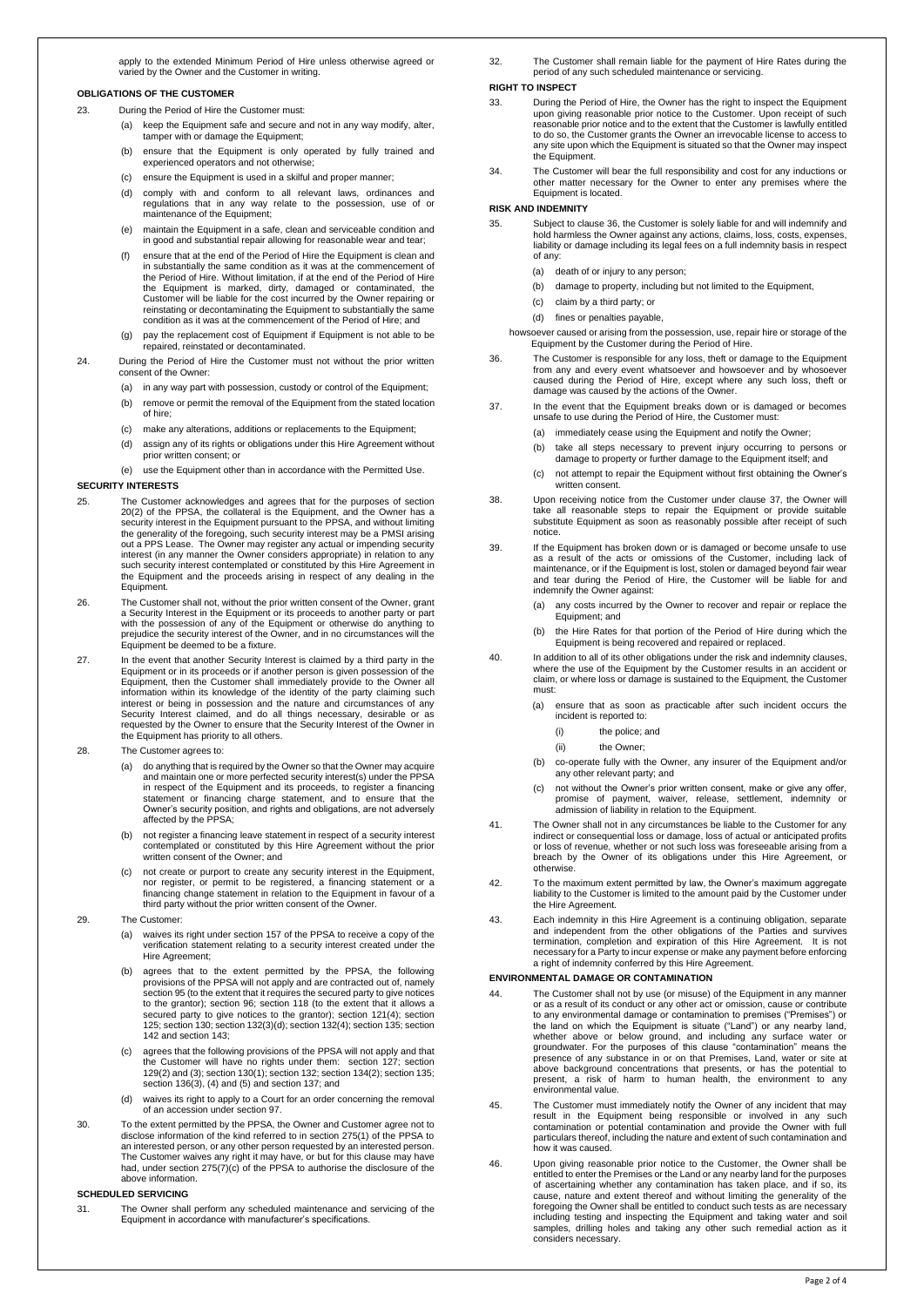apply to the extended Minimum Period of Hire unless otherwise agreed or varied by the Owner and the Customer in writing.

**OBLIGATIONS OF THE CUSTOMER**

23. During the Period of Hire the Customer must:

    (a) keep the Equipment safe and secure and not in any way modify, alter, tamper with or damage the Equipment;

    (b) ensure that the Equipment is only operated by fully trained and experienced operators and not otherwise;

    (c) ensure the Equipment is used in a skilful and proper manner;

    (d) comply with and conform to all relevant laws, ordinances and regulations that in any way relate to the possession, use of or maintenance of the Equipment;

    (e) maintain the Equipment in a safe, clean and serviceable condition and in good and substantial repair allowing for reasonable wear and tear;

    (f) ensure that at the end of the Period of Hire the Equipment is clean and in substantially the same condition as it was at the commencement of the Period of Hire. Without limitation, if at the end of the Period of Hire the Equipment is marked, dirty, damaged or contaminated, the Customer will be liable for the cost incurred by the Owner repairing or reinstating or decontaminating the Equipment to substantially the same condition as it was at the commencement of the Period of Hire; and

    (g) pay the replacement cost of Equipment if Equipment is not able to be repaired, reinstated or decontaminated.

24. During the Period of Hire the Customer must not without the prior written consent of the Owner:

    (a) in any way part with possession, custody or control of the Equipment;

    (b) remove or permit the removal of the Equipment from the stated location of hire;

    (c) make any alterations, additions or replacements to the Equipment;

    (d) assign any of its rights or obligations under this Hire Agreement without prior written consent; or

    (e) use the Equipment other than in accordance with the Permitted Use.

**SECURITY INTERESTS**

25. The Customer acknowledges and agrees that for the purposes of section 20(2) of the PPSA, the collateral is the Equipment, and the Owner has a security interest in the Equipment pursuant to the PPSA, and without limiting the generality of the foregoing, such security interest may be a PMSI arising out a PPS Lease. The Owner may register any actual or impending security interest (in any manner the Owner considers appropriate) in relation to any such security interest contemplated or constituted by this Hire Agreement in the Equipment and the proceeds arising in respect of any dealing in the Equipment.

26. The Customer shall not, without the prior written consent of the Owner, grant a Security Interest in the Equipment or its proceeds to another party or part with the possession of any of the Equipment or otherwise do anything to prejudice the security interest of the Owner, and in no circumstances will the Equipment be deemed to be a fixture.

27. In the event that another Security Interest is claimed by a third party in the Equipment or in its proceeds or if another person is given possession of the Equipment, then the Customer shall immediately provide to the Owner all information within its knowledge of the identity of the party claiming such interest or being in possession and the nature and circumstances of any Security Interest claimed, and do all things necessary, desirable or as requested by the Owner to ensure that the Security Interest of the Owner in the Equipment has priority to all others.

28. The Customer agrees to:

    (a) do anything that is required by the Owner so that the Owner may acquire and maintain one or more perfected security interest(s) under the PPSA in respect of the Equipment and its proceeds, to register a financing statement or financing charge statement, and to ensure that the Owner's security position, and rights and obligations, are not adversely affected by the PPSA;

    (b) not register a financing leave statement in respect of a security interest contemplated or constituted by this Hire Agreement without the prior written consent of the Owner; and

    (c) not create or purport to create any security interest in the Equipment, nor register, or permit to be registered, a financing statement or a financing change statement in relation to the Equipment in favour of a third party without the prior written consent of the Owner.

29. The Customer:

    (a) waives its right under section 157 of the PPSA to receive a copy of the verification statement relating to a security interest created under the Hire Agreement;

    (b) agrees that to the extent permitted by the PPSA, the following provisions of the PPSA will not apply and are contracted out of, namely section 95 (to the extent that it requires the secured party to give notices to the grantor); section 96; section 118 (to the extent that it allows a secured party to give notices to the grantor); section 121(4); section 125; section 130; section 132(3)(d); section 132(4); section 135; section 142 and section 143;

    (c) agrees that the following provisions of the PPSA will not apply and that the Customer will have no rights under them: section 127; section 129(2) and (3); section 130(1); section 132; section 134(2); section 135; section 136(3), (4) and (5) and section 137; and

    (d) waives its right to apply to a Court for an order concerning the removal of an accession under section 97.

30. To the extent permitted by the PPSA, the Owner and Customer agree not to disclose information of the kind referred to in section 275(1) of the PPSA to an interested person, or any other person requested by an interested person. The Customer waives any right it may have, or but for this clause may have had, under section 275(7)(c) of the PPSA to authorise the disclosure of the above information.

**SCHEDULED SERVICING**

31. The Owner shall perform any scheduled maintenance and servicing of the Equipment in accordance with manufacturer's specifications.

32. The Customer shall remain liable for the payment of Hire Rates during the period of any such scheduled maintenance or servicing.

**RIGHT TO INSPECT**

33. During the Period of Hire, the Owner has the right to inspect the Equipment upon giving reasonable prior notice to the Customer. Upon receipt of such reasonable prior notice and to the extent that the Customer is lawfully entitled to do so, the Customer grants the Owner an irrevocable license to access to any site upon which the Equipment is situated so that the Owner may inspect the Equipment.

34. The Customer will bear the full responsibility and cost for any inductions or other matter necessary for the Owner to enter any premises where the Equipment is located.

**RISK AND INDEMNITY**

35. Subject to clause 36, the Customer is solely liable for and will indemnify and hold harmless the Owner against any actions, claims, loss, costs, expenses, liability or damage including its legal fees on a full indemnity basis in respect of any:

    (a) death of or injury to any person;

    (b) damage to property, including but not limited to the Equipment,

    (c) claim by a third party; or

    (d) fines or penalties payable,

    howsoever caused or arising from the possession, use, repair hire or storage of the Equipment by the Customer during the Period of Hire.

36. The Customer is responsible for any loss, theft or damage to the Equipment from any and every event whatsoever and howsoever and by whosoever caused during the Period of Hire, except where any such loss, theft or damage was caused by the actions of the Owner.

37. In the event that the Equipment breaks down or is damaged or becomes unsafe to use during the Period of Hire, the Customer must:

    (a) immediately cease using the Equipment and notify the Owner;

    (b) take all steps necessary to prevent injury occurring to persons or damage to property or further damage to the Equipment itself; and

    (c) not attempt to repair the Equipment without first obtaining the Owner's written consent.

38. Upon receiving notice from the Customer under clause 37, the Owner will take all reasonable steps to repair the Equipment or provide suitable substitute Equipment as soon as reasonably possible after receipt of such notice.

39. If the Equipment has broken down or is damaged or become unsafe to use as a result of the acts or omissions of the Customer, including lack of maintenance, or if the Equipment is lost, stolen or damaged beyond fair wear and tear during the Period of Hire, the Customer will be liable for and indemnify the Owner against:

    (a) any costs incurred by the Owner to recover and repair or replace the Equipment; and

    (b) the Hire Rates for that portion of the Period of Hire during which the Equipment is being recovered and repaired or replaced.

40. In addition to all of its other obligations under the risk and indemnity clauses, where the use of the Equipment by the Customer results in an accident or claim, or where loss or damage is sustained to the Equipment, the Customer must:

    (a) ensure that as soon as practicable after such incident occurs the incident is reported to:

        (i) the police; and

        (ii) the Owner;

    (b) co-operate fully with the Owner, any insurer of the Equipment and/or any other relevant party; and

    (c) not without the Owner's prior written consent, make or give any offer, promise of payment, waiver, release, settlement, indemnity or admission of liability in relation to the Equipment.

41. The Owner shall not in any circumstances be liable to the Customer for any indirect or consequential loss or damage, loss of actual or anticipated profits or loss of revenue, whether or not such loss was foreseeable arising from a breach by the Owner of its obligations under this Hire Agreement, or otherwise.

42. To the maximum extent permitted by law, the Owner's maximum aggregate liability to the Customer is limited to the amount paid by the Customer under the Hire Agreement.

43. Each indemnity in this Hire Agreement is a continuing obligation, separate and independent from the other obligations of the Parties and survives termination, completion and expiration of this Hire Agreement. It is not necessary for a Party to incur expense or make any payment before enforcing a right of indemnity conferred by this Hire Agreement.

**ENVIRONMENTAL DAMAGE OR CONTAMINATION**

44. The Customer shall not by use (or misuse) of the Equipment in any manner or as a result of its conduct or any other act or omission, cause or contribute to any environmental damage or contamination to premises ("Premises") or the land on which the Equipment is situate ("Land") or any nearby land, whether above or below ground, and including any surface water or groundwater. For the purposes of this clause "contamination" means the presence of any substance in or on that Premises, Land, water or site at above background concentrations that presents, or has the potential to present, a risk of harm to human health, the environment to any environmental value.

45. The Customer must immediately notify the Owner of any incident that may result in the Equipment being responsible or involved in any such contamination or potential contamination and provide the Owner with full particulars thereof, including the nature and extent of such contamination and how it was caused.

46. Upon giving reasonable prior notice to the Customer, the Owner shall be entitled to enter the Premises or the Land or any nearby land for the purposes of ascertaining whether any contamination has taken place, and if so, its cause, nature and extent thereof and without limiting the generality of the foregoing the Owner shall be entitled to conduct such tests as are necessary including testing and inspecting the Equipment and taking water and soil samples, drilling holes and taking any other such remedial action as it considers necessary.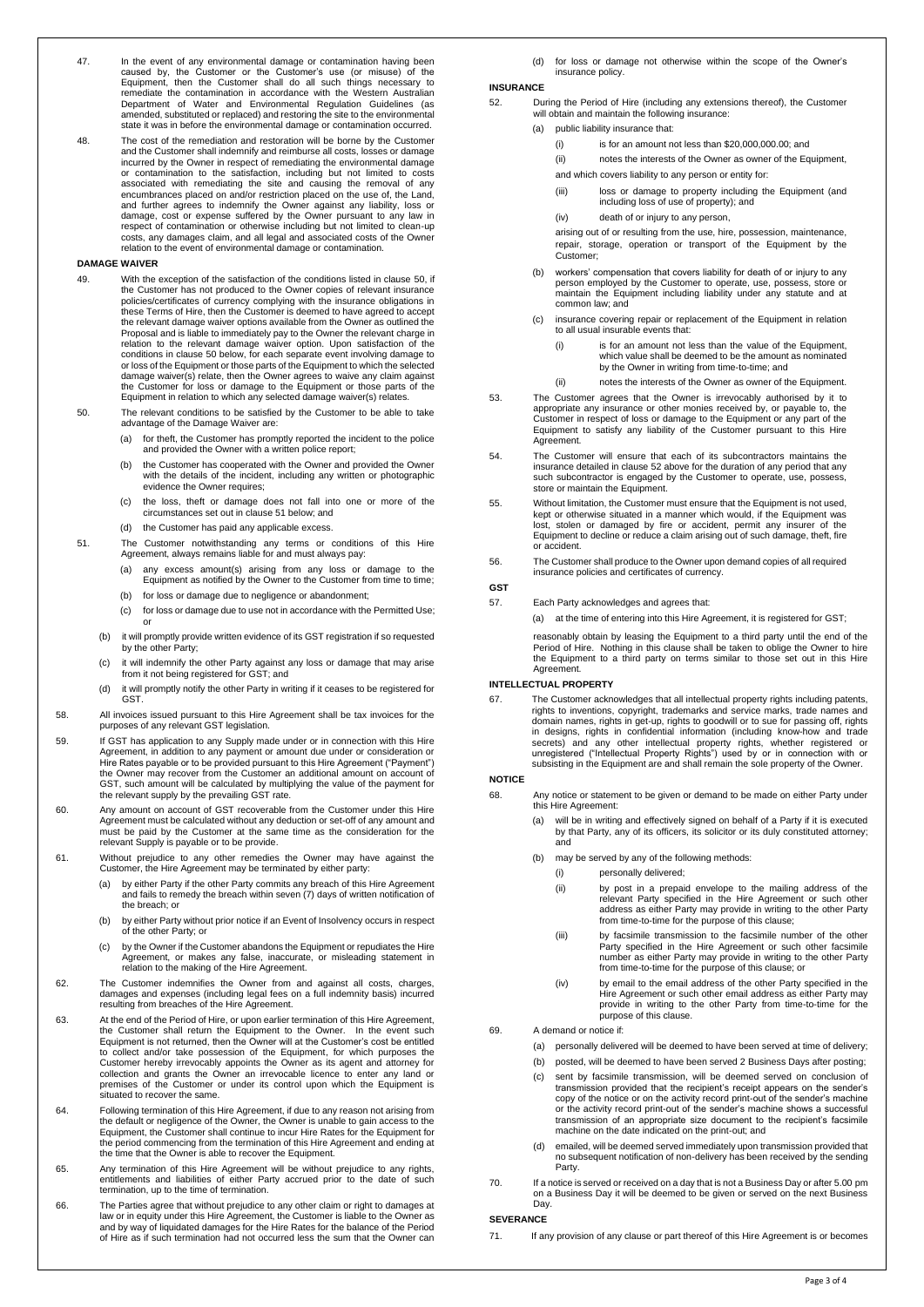47. In the event of any environmental damage or contamination having been caused by, the Customer or the Customer's use (or misuse) of the Equipment, then the Customer shall do all such things necessary to remediate the contamination in accordance with the Western Australian Department of Water and Environmental Regulation Guidelines (as amended, substituted or replaced) and restoring the site to the environmental state it was in before the environmental damage or contamination occurred.

48. The cost of the remediation and restoration will be borne by the Customer and the Customer shall indemnify and reimburse all costs, losses or damage incurred by the Owner in respect of remediating the environmental damage or contamination to the satisfaction, including but not limited to costs associated with remediating the site and causing the removal of any encumbrances placed on and/or restriction placed on the use of, the Land, and further agrees to indemnify the Owner against any liability, loss or damage, cost or expense suffered by the Owner pursuant to any law in respect of contamination or otherwise including but not limited to clean-up costs, any damages claim, and all legal and associated costs of the Owner relation to the event of environmental damage or contamination.

## DAMAGE WAIVER

49. With the exception of the satisfaction of the conditions listed in clause 50, if the Customer has not produced to the Owner copies of relevant insurance policies/certificates of currency complying with the insurance obligations in these Terms of Hire, then the Customer is deemed to have agreed to accept the relevant damage waiver options available from the Owner as outlined the Proposal and is liable to immediately pay to the Owner the relevant charge in relation to the relevant damage waiver option. Upon satisfaction of the conditions in clause 50 below, for each separate event involving damage to or loss of the Equipment or those parts of the Equipment to which the selected damage waiver(s) relate, then the Owner agrees to waive any claim against the Customer for loss or damage to the Equipment or those parts of the Equipment in relation to which any selected damage waiver(s) relates.

50. The relevant conditions to be satisfied by the Customer to be able to take advantage of the Damage Waiver are:
    (a) for theft, the Customer has promptly reported the incident to the police and provided the Owner with a written police report;
    (b) the Customer has cooperated with the Owner and provided the Owner with the details of the incident, including any written or photographic evidence the Owner requires;
    (c) the loss, theft or damage does not fall into one or more of the circumstances set out in clause 51 below; and
    (d) the Customer has paid any applicable excess.

51. The Customer notwithstanding any terms or conditions of this Hire Agreement, always remains liable for and must always pay:
    (a) any excess amount(s) arising from any loss or damage to the Equipment as notified by the Owner to the Customer from time to time;
    (b) for loss or damage due to negligence or abandonment;
    (c) for loss or damage due to use not in accordance with the Permitted Use; or
    (b) it will promptly provide written evidence of its GST registration if so requested by the other Party;
    (c) it will indemnify the other Party against any loss or damage that may arise from it not being registered for GST; and
    (d) it will promptly notify the other Party in writing if it ceases to be registered for GST.

58. All invoices issued pursuant to this Hire Agreement shall be tax invoices for the purposes of any relevant GST legislation.

59. If GST has application to any Supply made under or in connection with this Hire Agreement, in addition to any payment or amount due under or consideration or Hire Rates payable or to be provided pursuant to this Hire Agreement ("Payment") the Owner may recover from the Customer an additional amount on account of GST, such amount will be calculated by multiplying the value of the payment for the relevant supply by the prevailing GST rate.

60. Any amount on account of GST recoverable from the Customer under this Hire Agreement must be calculated without any deduction or set-off of any amount and must be paid by the Customer at the same time as the consideration for the relevant Supply is payable or to be provide.

61. Without prejudice to any other remedies the Owner may have against the Customer, the Hire Agreement may be terminated by either party:
    (a) by either Party if the other Party commits any breach of this Hire Agreement and fails to remedy the breach within seven (7) days of written notification of the breach; or
    (b) by either Party without prior notice if an Event of Insolvency occurs in respect of the other Party; or
    (c) by the Owner if the Customer abandons the Equipment or repudiates the Hire Agreement, or makes any false, inaccurate, or misleading statement in relation to the making of the Hire Agreement.

62. The Customer indemnifies the Owner from and against all costs, charges, damages and expenses (including legal fees on a full indemnity basis) incurred resulting from breaches of the Hire Agreement.

63. At the end of the Period of Hire, or upon earlier termination of this Hire Agreement, the Customer shall return the Equipment to the Owner. In the event such Equipment is not returned, then the Owner will at the Customer's cost be entitled to collect and/or take possession of the Equipment, for which purposes the Customer hereby irrevocably appoints the Owner as its agent and attorney for collection and grants the Owner an irrevocable licence to enter any land or premises of the Customer or under its control upon which the Equipment is situated to recover the same.

64. Following termination of this Hire Agreement, if due to any reason not arising from the default or negligence of the Owner, the Owner is unable to gain access to the Equipment, the Customer shall continue to incur Hire Rates for the Equipment for the period commencing from the termination of this Hire Agreement and ending at the time that the Owner is able to recover the Equipment.

65. Any termination of this Hire Agreement will be without prejudice to any rights, entitlements and liabilities of either Party accrued prior to the date of such termination, up to the time of termination.

66. The Parties agree that without prejudice to any other claim or right to damages at law or in equity under this Hire Agreement, the Customer is liable to the Owner as and by way of liquidated damages for the Hire Rates for the balance of the Period of Hire as if such termination had not occurred less the sum that the Owner can

    (d) for loss or damage not otherwise within the scope of the Owner's insurance policy.

## INSURANCE

52. During the Period of Hire (including any extensions thereof), the Customer will obtain and maintain the following insurance:
    (a) public liability insurance that:
        (i) is for an amount not less than $20,000,000.00; and
        (ii) notes the interests of the Owner as owner of the Equipment,

        and which covers liability to any person or entity for:

        (iii) loss or damage to property including the Equipment (and including loss of use of property); and
        (iv) death of or injury to any person,

        arising out of or resulting from the use, hire, possession, maintenance, repair, storage, operation or transport of the Equipment by the Customer;
    (b) workers' compensation that covers liability for death of or injury to any person employed by the Customer to operate, use, possess, store or maintain the Equipment including liability under any statute and at common law; and
    (c) insurance covering repair or replacement of the Equipment in relation to all usual insurable events that:
        (i) is for an amount not less than the value of the Equipment, which value shall be deemed to be the amount as nominated by the Owner in writing from time-to-time; and
        (ii) notes the interests of the Owner as owner of the Equipment.

53. The Customer agrees that the Owner is irrevocably authorised by it to appropriate any insurance or other monies received by, or payable to, the Customer in respect of loss or damage to the Equipment or any part of the Equipment to satisfy any liability of the Customer pursuant to this Hire Agreement.

54. The Customer will ensure that each of its subcontractors maintains the insurance detailed in clause 52 above for the duration of any period that any such subcontractor is engaged by the Customer to operate, use, possess, store or maintain the Equipment.

55. Without limitation, the Customer must ensure that the Equipment is not used, kept or otherwise situated in a manner which would, if the Equipment was lost, stolen or damaged by fire or accident, permit any insurer of the Equipment to decline or reduce a claim arising out of such damage, theft, fire or accident.

56. The Customer shall produce to the Owner upon demand copies of all required insurance policies and certificates of currency.

## GST

57. Each Party acknowledges and agrees that:
    (a) at the time of entering into this Hire Agreement, it is registered for GST;

reasonably obtain by leasing the Equipment to a third party until the end of the Period of Hire. Nothing in this clause shall be taken to oblige the Owner to hire the Equipment to a third party on terms similar to those set out in this Hire Agreement.

## INTELLECTUAL PROPERTY

67. The Customer acknowledges that all intellectual property rights including patents, rights to inventions, copyright, trademarks and service marks, trade names and domain names, rights in get-up, rights to goodwill or to sue for passing off, rights in designs, rights in confidential information (including know-how and trade secrets) and any other intellectual property rights, whether registered or unregistered ("Intellectual Property Rights") used by or in connection with or subsisting in the Equipment are and shall remain the sole property of the Owner.

## NOTICE

68. Any notice or statement to be given or demand to be made on either Party under this Hire Agreement:
    (a) will be in writing and effectively signed on behalf of a Party if it is executed by that Party, any of its officers, its solicitor or its duly constituted attorney; and
    (b) may be served by any of the following methods:
        (i) personally delivered;
        (ii) by post in a prepaid envelope to the mailing address of the relevant Party specified in the Hire Agreement or such other address as either Party may provide in writing to the other Party from time-to-time for the purpose of this clause;
        (iii) by facsimile transmission to the facsimile number of the other Party specified in the Hire Agreement or such other facsimile number as either Party may provide in writing to the other Party from time-to-time for the purpose of this clause; or
        (iv) by email to the email address of the other Party specified in the Hire Agreement or such other email address as either Party may provide in writing to the other Party from time-to-time for the purpose of this clause.

69. A demand or notice if:
    (a) personally delivered will be deemed to have been served at time of delivery;
    (b) posted, will be deemed to have been served 2 Business Days after posting;
    (c) sent by facsimile transmission, will be deemed served on conclusion of transmission provided that the recipient's receipt appears on the sender's copy of the notice or on the activity record print-out of the sender's machine or the activity record print-out of the sender's machine shows a successful transmission of an appropriate size document to the recipient's facsimile machine on the date indicated on the print-out; and
    (d) emailed, will be deemed served immediately upon transmission provided that no subsequent notification of non-delivery has been received by the sending Party.

70. If a notice is served or received on a day that is not a Business Day or after 5.00 pm on a Business Day it will be deemed to be given or served on the next Business Day.

## SEVERANCE

71. If any provision of any clause or part thereof of this Hire Agreement is or becomes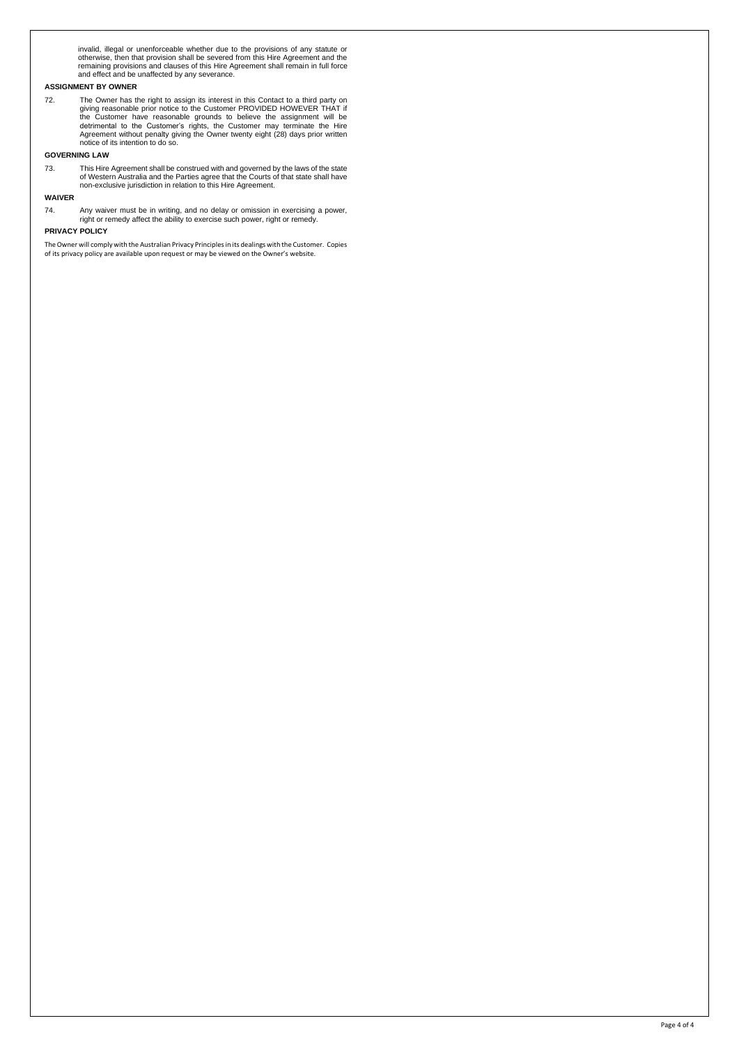invalid, illegal or unenforceable whether due to the provisions of any statute or otherwise, then that provision shall be severed from this Hire Agreement and the remaining provisions and clauses of this Hire Agreement shall remain in full force and effect and be unaffected by any severance.

### ASSIGNMENT BY OWNER

72. The Owner has the right to assign its interest in this Contact to a third party on giving reasonable prior notice to the Customer PROVIDED HOWEVER THAT if the Customer have reasonable grounds to believe the assignment will be detrimental to the Customer's rights, the Customer may terminate the Hire Agreement without penalty giving the Owner twenty eight (28) days prior written notice of its intention to do so.

### GOVERNING LAW

73. This Hire Agreement shall be construed with and governed by the laws of the state of Western Australia and the Parties agree that the Courts of that state shall have non-exclusive jurisdiction in relation to this Hire Agreement.

### WAIVER

74. Any waiver must be in writing, and no delay or omission in exercising a power, right or remedy affect the ability to exercise such power, right or remedy.

### PRIVACY POLICY

The Owner will comply with the Australian Privacy Principles in its dealings with the Customer. Copies of its privacy policy are available upon request or may be viewed on the Owner's website.